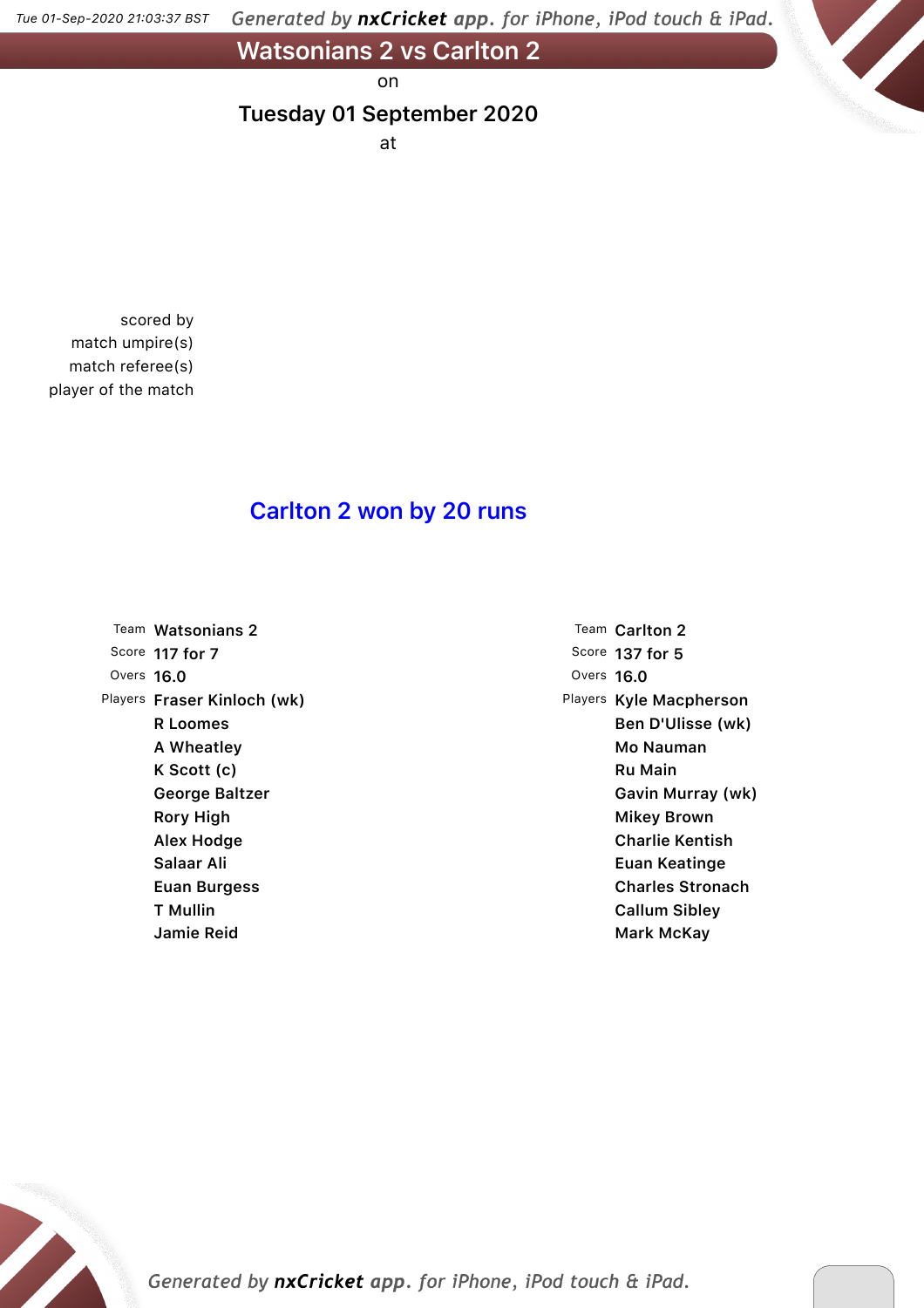# Watsonians 2 vs Carlton 2

on

## Tuesday 01 September 2020

at

scored by
match umpire(s)
match referee(s)
player of the match

## Carlton 2 won by 20 runs

| | |
|---|---|
| Team | Watsonians 2 |
| Score | 117 for 7 |
| Overs | 16.0 |
| Players | Fraser Kinloch (wk) |
| | R Loomes |
| | A Wheatley |
| | K Scott (c) |
| | George Baltzer |
| | Rory High |
| | Alex Hodge |
| | Salaar Ali |
| | Euan Burgess |
| | T Mullin |
| | Jamie Reid |

| | |
|---|---|
| Team | Carlton 2 |
| Score | 137 for 5 |
| Overs | 16.0 |
| Players | Kyle Macpherson |
| | Ben D'Ulisse (wk) |
| | Mo Nauman |
| | Ru Main |
| | Gavin Murray (wk) |
| | Mikey Brown |
| | Charlie Kentish |
| | Euan Keatinge |
| | Charles Stronach |
| | Callum Sibley |
| | Mark McKay |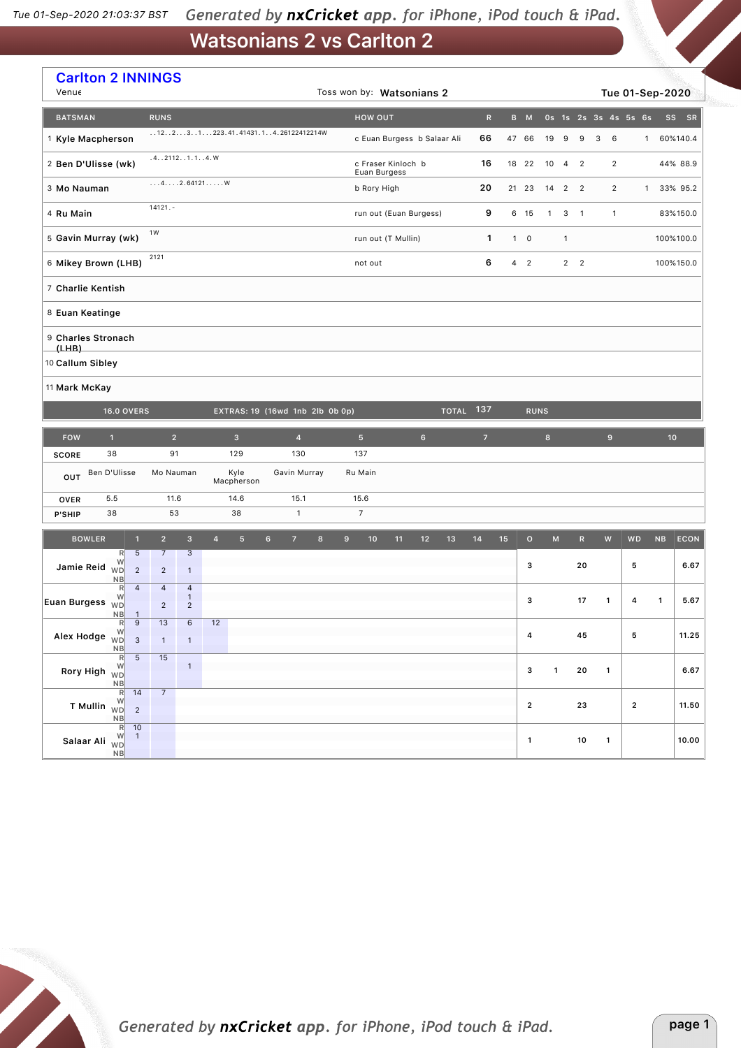# Watsonians 2 vs Carlton 2

## Carlton 2 INNINGS

Venue

Toss won by: **Watsonians 2**

Tue 01-Sep-2020

| | BATSMAN | RUNS | HOW OUT | R | B | M | 0s | 1s | 2s | 3s | 4s | 5s | 6s | SS | SR |
|---|---|---|---|---|---|---|---|---|---|---|---|---|---|---|---|
| 1 | Kyle Macpherson | ..12..2...3..1...223.41.41431.1..4.26122412214W | c Euan Burgess b Salaar Ali | 66 | 47 | 66 | 19 | 9 | 9 | 3 | 6 | | 1 | 60% | 140.4 |
| 2 | Ben D'Ulisse (wk) | .4..2112..1.1..4.W | c Fraser Kinloch b Euan Burgess | 16 | 18 | 22 | 10 | 4 | 2 | | 2 | | | 44% | 88.9 |
| 3 | Mo Nauman | ...4....2.64121.....W | b Rory High | 20 | 21 | 23 | 14 | 2 | 2 | | 2 | | 1 | 33% | 95.2 |
| 4 | Ru Main | 14121.- | run out (Euan Burgess) | 9 | 6 | 15 | 1 | 3 | 1 | | 1 | | | 83% | 150.0 |
| 5 | Gavin Murray (wk) | 1W | run out (T Mullin) | 1 | 1 | 0 | | 1 | | | | | | 100% | 100.0 |
| 6 | Mikey Brown (LHB) | 2121 | not out | 6 | 4 | 2 | | 2 | 2 | | | | | 100% | 150.0 |
| 7 | Charlie Kentish | | | | | | | | | | | | | | |
| 8 | Euan Keatinge | | | | | | | | | | | | | | |
| 9 | Charles Stronach (LHB) | | | | | | | | | | | | | | |
| 10 | Callum Sibley | | | | | | | | | | | | | | |
| 11 | Mark McKay | | | | | | | | | | | | | | |

16.0 OVERS — EXTRAS: 19 (16wd 1nb 2lb 0b 0p) — TOTAL 137 RUNS

| FOW | 1 | 2 | 3 | 4 | 5 | 6 | 7 | 8 | 9 | 10 |
|---|---|---|---|---|---|---|---|---|---|---|
| SCORE | 38 | 91 | 129 | 130 | 137 | | | | | |
| OUT | Ben D'Ulisse | Mo Nauman | Kyle Macpherson | Gavin Murray | Ru Main | | | | | |
| OVER | 5.5 | 11.6 | 14.6 | 15.1 | 15.6 | | | | | |
| P'SHIP | 38 | 53 | 38 | 1 | 7 | | | | | |

| BOWLER | | 1 | 2 | 3 | 4 | 5–15 | O | M | R | W | WD | NB | ECON |
|---|---|---|---|---|---|---|---|---|---|---|---|---|---|
| Jamie Reid | R | 5 | 7 | 3 | | | 3 | | 20 | | 5 | | 6.67 |
| | W | | | | | | | | | | | | |
| | WD | 2 | 2 | 1 | | | | | | | | | |
| | NB | | | | | | | | | | | | |
| Euan Burgess | R | 4 | 4 | 4 | | | 3 | | 17 | 1 | 4 | 1 | 5.67 |
| | W | | | 1 | | | | | | | | | |
| | WD | | 2 | 2 | | | | | | | | | |
| | NB | 1 | | | | | | | | | | | |
| Alex Hodge | R | 9 | 13 | 6 | 12 | | 4 | | 45 | | 5 | | 11.25 |
| | W | | | | | | | | | | | | |
| | WD | 3 | 1 | 1 | | | | | | | | | |
| | NB | | | | | | | | | | | | |
| Rory High | R | 5 | 15 | | | | 3 | 1 | 20 | 1 | | | 6.67 |
| | W | | | 1 | | | | | | | | | |
| | WD | | | | | | | | | | | | |
| | NB | | | | | | | | | | | | |
| T Mullin | R | 14 | 7 | | | | 2 | | 23 | | 2 | | 11.50 |
| | W | | | | | | | | | | | | |
| | WD | 2 | | | | | | | | | | | |
| | NB | | | | | | | | | | | | |
| Salaar Ali | R | 10 | | | | | 1 | | 10 | 1 | | | 10.00 |
| | W | 1 | | | | | | | | | | | |
| | WD | | | | | | | | | | | | |
| | NB | | | | | | | | | | | | |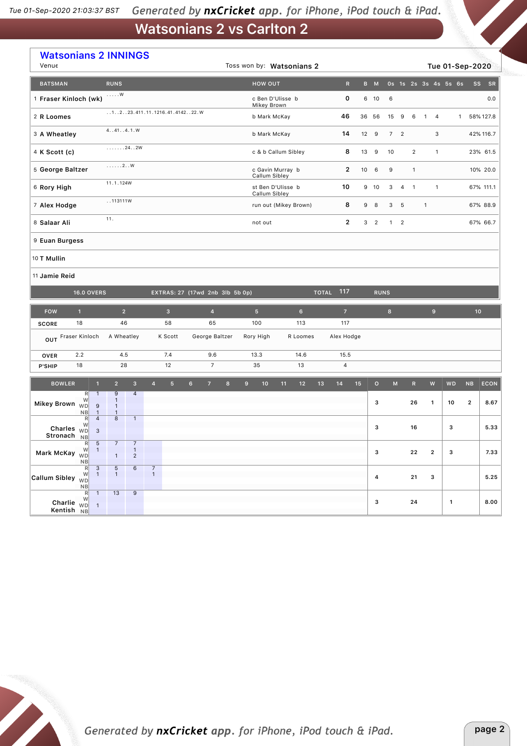# Watsonians 2 vs Carlton 2

## Watsonians 2 INNINGS

Venue | Toss won by: **Watsonians 2** | **Tue 01-Sep-2020**

| | BATSMAN | RUNS | HOW OUT | R | B | M | 0s | 1s | 2s | 3s | 4s | 5s | 6s | SS | SR |
|---|---|---|---|---|---|---|---|---|---|---|---|---|---|---|---|
| 1 | Fraser Kinloch (wk) | .....W | c Ben D'Ulisse b Mikey Brown | 0 | 6 | 10 | 6 | | | | | | | | 0.0 |
| 2 | R Loomes | ..1..2..23.411.11.1216.41.4142..22.W | b Mark McKay | 46 | 36 | 56 | 15 | 9 | 6 | 1 | 4 | | 1 | 58% | 127.8 |
| 3 | A Wheatley | 4..41..4.1.W | b Mark McKay | 14 | 12 | 9 | 7 | 2 | | | 3 | | | 42% | 116.7 |
| 4 | K Scott (c) | .......24..2W | c & b Callum Sibley | 8 | 13 | 9 | 10 | | 2 | | 1 | | | 23% | 61.5 |
| 5 | George Baltzer | ......2..W | c Gavin Murray b Callum Sibley | 2 | 10 | 6 | 9 | | 1 | | | | | 10% | 20.0 |
| 6 | Rory High | 11.1.124W | st Ben D'Ulisse b Callum Sibley | 10 | 9 | 10 | 3 | 4 | 1 | | 1 | | | 67% | 111.1 |
| 7 | Alex Hodge | ..113111W | run out (Mikey Brown) | 8 | 9 | 8 | 3 | 5 | | 1 | | | | 67% | 88.9 |
| 8 | Salaar Ali | 11. | not out | 2 | 3 | 2 | 1 | 2 | | | | | | 67% | 66.7 |
| 9 | Euan Burgess | | | | | | | | | | | | | | |
| 10 | T Mullin | | | | | | | | | | | | | | |
| 11 | Jamie Reid | | | | | | | | | | | | | | |
| | 16.0 OVERS | EXTRAS: 27 (17wd 2nb 3lb 5b 0p) | TOTAL | 117 | RUNS | | | | | | | | | | |

| FOW | 1 | 2 | 3 | 4 | 5 | 6 | 7 | 8 | 9 | 10 |
|---|---|---|---|---|---|---|---|---|---|---|
| SCORE | 18 | 46 | 58 | 65 | 100 | 113 | 117 | | | |
| OUT | Fraser Kinloch | A Wheatley | K Scott | George Baltzer | Rory High | R Loomes | Alex Hodge | | | |
| OVER | 2.2 | 4.5 | 7.4 | 9.6 | 13.3 | 14.6 | 15.5 | | | |
| P'SHIP | 18 | 28 | 12 | 7 | 35 | 13 | 4 | | | |

| BOWLER | | 1 | 2 | 3 | 4 | 5 | 6 | 7 | 8 | 9 | 10 | 11 | 12 | 13 | 14 | 15 | O | M | R | W | WD | NB | ECON |
|---|---|---|---|---|---|---|---|---|---|---|---|---|---|---|---|---|---|---|---|---|---|---|---|
| Mikey Brown | R | 1 | 9 | 4 | | | | | | | | | | | | | 3 | | 26 | 1 | 10 | 2 | 8.67 |
| | W | | 1 | | | | | | | | | | | | | | | | | | | | |
| | WD | 9 | 1 | | | | | | | | | | | | | | | | | | | | |
| | NB | 1 | 1 | | | | | | | | | | | | | | | | | | | | |
| Charles Stronach | R | 4 | 8 | 1 | | | | | | | | | | | | | 3 | | 16 | | 3 | | 5.33 |
| | W | | | | | | | | | | | | | | | | | | | | | | |
| | WD | 3 | | | | | | | | | | | | | | | | | | | | | |
| | NB | | | | | | | | | | | | | | | | | | | | | | |
| Mark McKay | R | 5 | 7 | 7 | | | | | | | | | | | | | 3 | | 22 | 2 | 3 | | 7.33 |
| | W | 1 | | 1 | | | | | | | | | | | | | | | | | | | |
| | WD | | 1 | 2 | | | | | | | | | | | | | | | | | | | |
| | NB | | | | | | | | | | | | | | | | | | | | | | |
| Callum Sibley | R | 3 | 5 | 6 | 7 | | | | | | | | | | | | 4 | | 21 | 3 | | | 5.25 |
| | W | 1 | 1 | | 1 | | | | | | | | | | | | | | | | | | |
| | WD | | | | | | | | | | | | | | | | | | | | | | |
| | NB | | | | | | | | | | | | | | | | | | | | | | |
| Charlie Kentish | R | 1 | 13 | 9 | | | | | | | | | | | | | 3 | | 24 | | 1 | | 8.00 |
| | W | | | | | | | | | | | | | | | | | | | | | | |
| | WD | 1 | | | | | | | | | | | | | | | | | | | | | |
| | NB | | | | | | | | | | | | | | | | | | | | | | |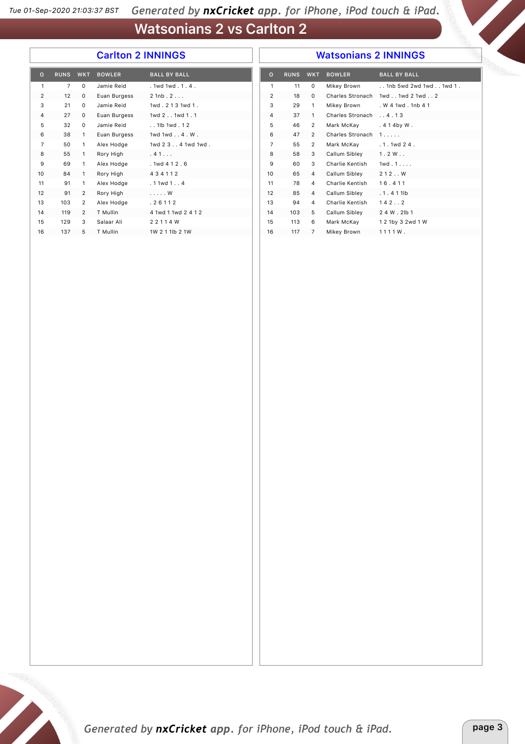# Watsonians 2 vs Carlton 2

## Carlton 2 INNINGS

| O | RUNS | WKT | BOWLER | BALL BY BALL |
|---|---|---|---|---|
| 1 | 7 | 0 | Jamie Reid | . 1wd 1wd . 1 . 4 . |
| 2 | 12 | 0 | Euan Burgess | 2 1nb . 2 . . . |
| 3 | 21 | 0 | Jamie Reid | 1wd . 2 1 3 1wd 1 . |
| 4 | 27 | 0 | Euan Burgess | 1wd 2 . . 1wd 1 . 1 |
| 5 | 32 | 0 | Jamie Reid | . . 1lb 1wd . 1 2 |
| 6 | 38 | 1 | Euan Burgess | 1wd 1wd . . 4 . W . |
| 7 | 50 | 1 | Alex Hodge | 1wd 2 3 . . 4 1wd 1wd . |
| 8 | 55 | 1 | Rory High | . 4 1 . . . |
| 9 | 69 | 1 | Alex Hodge | . 1wd 4 1 2 . 6 |
| 10 | 84 | 1 | Rory High | 4 3 4 1 1 2 |
| 11 | 91 | 1 | Alex Hodge | . 1 1wd 1 . . 4 |
| 12 | 91 | 2 | Rory High | . . . . . W |
| 13 | 103 | 2 | Alex Hodge | . 2 6 1 1 2 |
| 14 | 119 | 2 | T Mullin | 4 1wd 1 1wd 2 4 1 2 |
| 15 | 129 | 3 | Salaar Ali | 2 2 1 1 4 W |
| 16 | 137 | 5 | T Mullin | 1W 2 1 1lb 2 1W |

## Watsonians 2 INNINGS

| O | RUNS | WKT | BOWLER | BALL BY BALL |
|---|---|---|---|---|
| 1 | 11 | 0 | Mikey Brown | . . 1nb 5wd 2wd 1wd . . 1wd 1 . |
| 2 | 18 | 0 | Charles Stronach | 1wd . . 1wd 2 1wd . . 2 |
| 3 | 29 | 1 | Mikey Brown | . W 4 1wd . 1nb 4 1 |
| 4 | 37 | 1 | Charles Stronach | . . 4 . 1 3 |
| 5 | 46 | 2 | Mark McKay | . 4 1 4by W . |
| 6 | 47 | 2 | Charles Stronach | 1 . . . . . |
| 7 | 55 | 2 | Mark McKay | . 1 . 1wd 2 4 . |
| 8 | 58 | 3 | Callum Sibley | 1 . 2 W . . |
| 9 | 60 | 3 | Charlie Kentish | 1wd . 1 . . . . |
| 10 | 65 | 4 | Callum Sibley | 2 1 2 . . W |
| 11 | 78 | 4 | Charlie Kentish | 1 6 . 4 1 1 |
| 12 | 85 | 4 | Callum Sibley | . 1 . 4 1 1lb |
| 13 | 94 | 4 | Charlie Kentish | 1 4 2 . . 2 |
| 14 | 103 | 5 | Callum Sibley | 2 4 W . 2lb 1 |
| 15 | 113 | 6 | Mark McKay | 1 2 1by 3 2wd 1 W |
| 16 | 117 | 7 | Mikey Brown | 1 1 1 1 W . |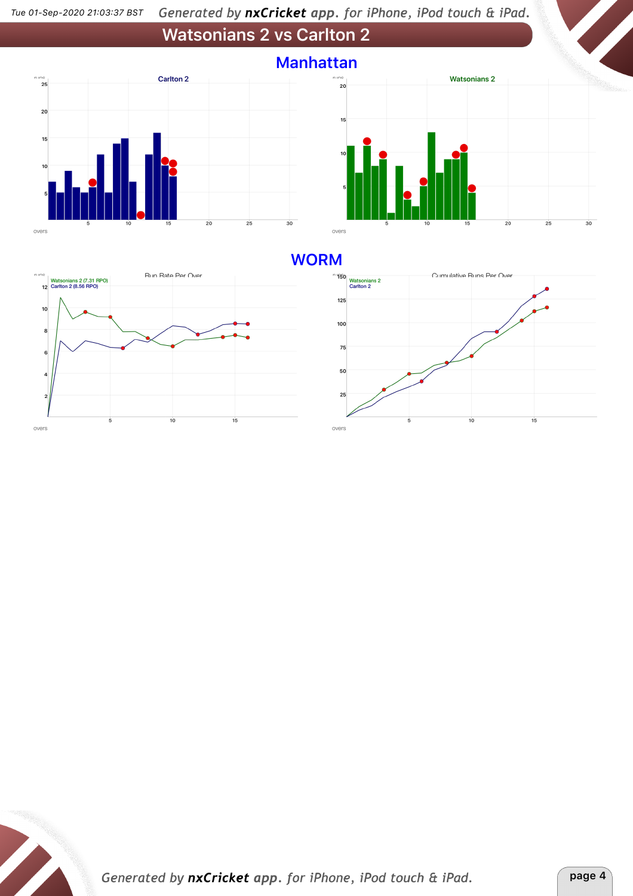# Watsonians 2 vs Carlton 2

## Manhattan

Carlton 2

Watsonians 2

## WORM

Run Rate Per Over

Watsonians 2 (7.31 RPO)
Carlton 2 (8.56 RPO)

Cumulative Runs Per Over

Watsonians 2
Carlton 2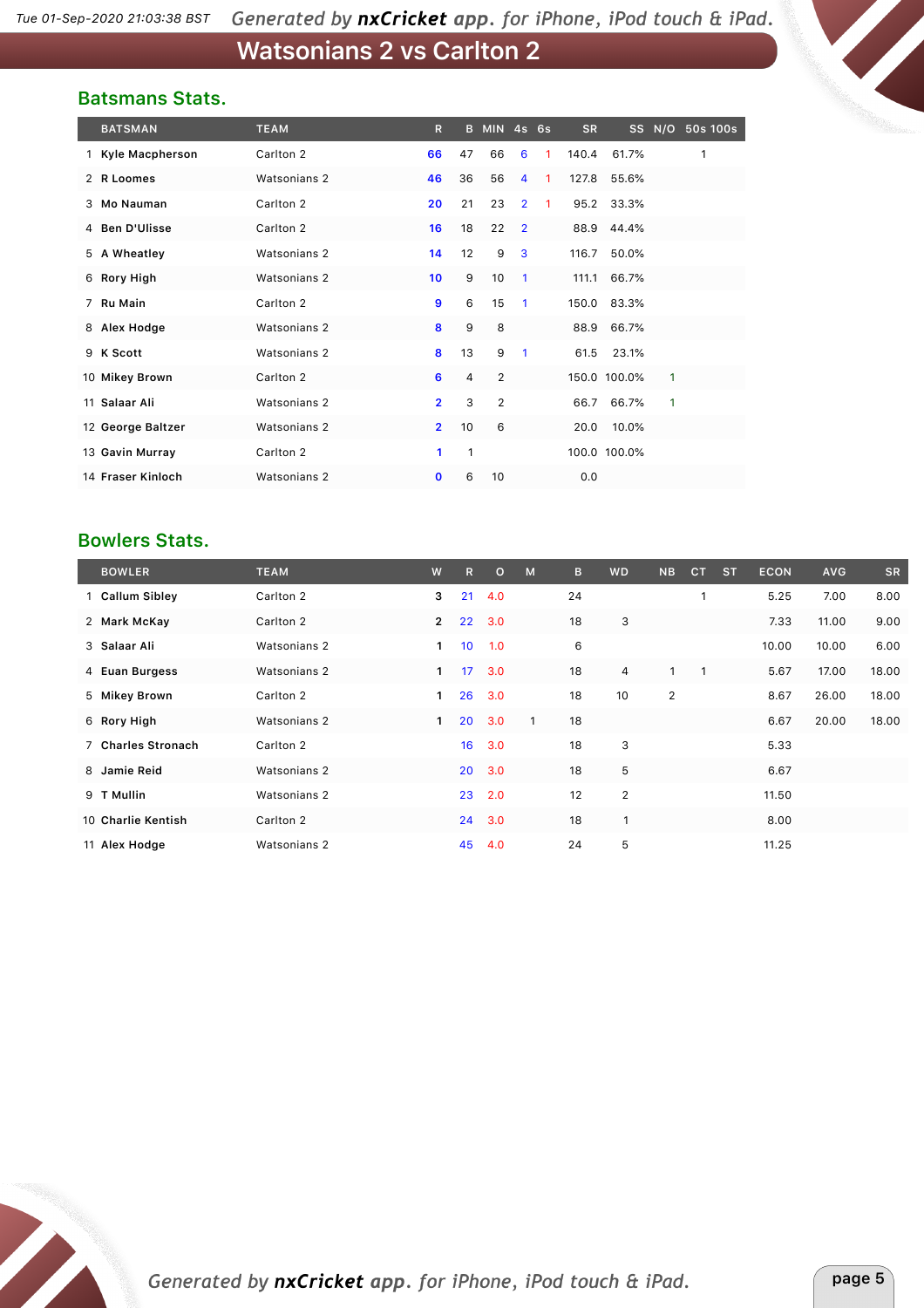# Watsonians 2 vs Carlton 2

## Batsmans Stats.

| | BATSMAN | TEAM | R | B | MIN | 4s | 6s | SR | SS | N/O | 50s | 100s |
|---|---|---|---|---|---|---|---|---|---|---|---|---|
| 1 | Kyle Macpherson | Carlton 2 | 66 | 47 | 66 | 6 | 1 | 140.4 | 61.7% | | 1 | |
| 2 | R Loomes | Watsonians 2 | 46 | 36 | 56 | 4 | 1 | 127.8 | 55.6% | | | |
| 3 | Mo Nauman | Carlton 2 | 20 | 21 | 23 | 2 | 1 | 95.2 | 33.3% | | | |
| 4 | Ben D'Ulisse | Carlton 2 | 16 | 18 | 22 | 2 | | 88.9 | 44.4% | | | |
| 5 | A Wheatley | Watsonians 2 | 14 | 12 | 9 | 3 | | 116.7 | 50.0% | | | |
| 6 | Rory High | Watsonians 2 | 10 | 9 | 10 | 1 | | 111.1 | 66.7% | | | |
| 7 | Ru Main | Carlton 2 | 9 | 6 | 15 | 1 | | 150.0 | 83.3% | | | |
| 8 | Alex Hodge | Watsonians 2 | 8 | 9 | 8 | | | 88.9 | 66.7% | | | |
| 9 | K Scott | Watsonians 2 | 8 | 13 | 9 | 1 | | 61.5 | 23.1% | | | |
| 10 | Mikey Brown | Carlton 2 | 6 | 4 | 2 | | | 150.0 | 100.0% | 1 | | |
| 11 | Salaar Ali | Watsonians 2 | 2 | 3 | 2 | | | 66.7 | 66.7% | 1 | | |
| 12 | George Baltzer | Watsonians 2 | 2 | 10 | 6 | | | 20.0 | 10.0% | | | |
| 13 | Gavin Murray | Carlton 2 | 1 | 1 | | | | 100.0 | 100.0% | | | |
| 14 | Fraser Kinloch | Watsonians 2 | 0 | 6 | 10 | | | 0.0 | | | | |

## Bowlers Stats.

| | BOWLER | TEAM | W | R | O | M | B | WD | NB | CT | ST | ECON | AVG | SR |
|---|---|---|---|---|---|---|---|---|---|---|---|---|---|---|
| 1 | Callum Sibley | Carlton 2 | 3 | 21 | 4.0 | | 24 | | | 1 | | 5.25 | 7.00 | 8.00 |
| 2 | Mark McKay | Carlton 2 | 2 | 22 | 3.0 | | 18 | 3 | | | | 7.33 | 11.00 | 9.00 |
| 3 | Salaar Ali | Watsonians 2 | 1 | 10 | 1.0 | | 6 | | | | | 10.00 | 10.00 | 6.00 |
| 4 | Euan Burgess | Watsonians 2 | 1 | 17 | 3.0 | | 18 | 4 | 1 | 1 | | 5.67 | 17.00 | 18.00 |
| 5 | Mikey Brown | Carlton 2 | 1 | 26 | 3.0 | | 18 | 10 | 2 | | | 8.67 | 26.00 | 18.00 |
| 6 | Rory High | Watsonians 2 | 1 | 20 | 3.0 | 1 | 18 | | | | | 6.67 | 20.00 | 18.00 |
| 7 | Charles Stronach | Carlton 2 | | 16 | 3.0 | | 18 | 3 | | | | 5.33 | | |
| 8 | Jamie Reid | Watsonians 2 | | 20 | 3.0 | | 18 | 5 | | | | 6.67 | | |
| 9 | T Mullin | Watsonians 2 | | 23 | 2.0 | | 12 | 2 | | | | 11.50 | | |
| 10 | Charlie Kentish | Carlton 2 | | 24 | 3.0 | | 18 | 1 | | | | 8.00 | | |
| 11 | Alex Hodge | Watsonians 2 | | 45 | 4.0 | | 24 | 5 | | | | 11.25 | | |